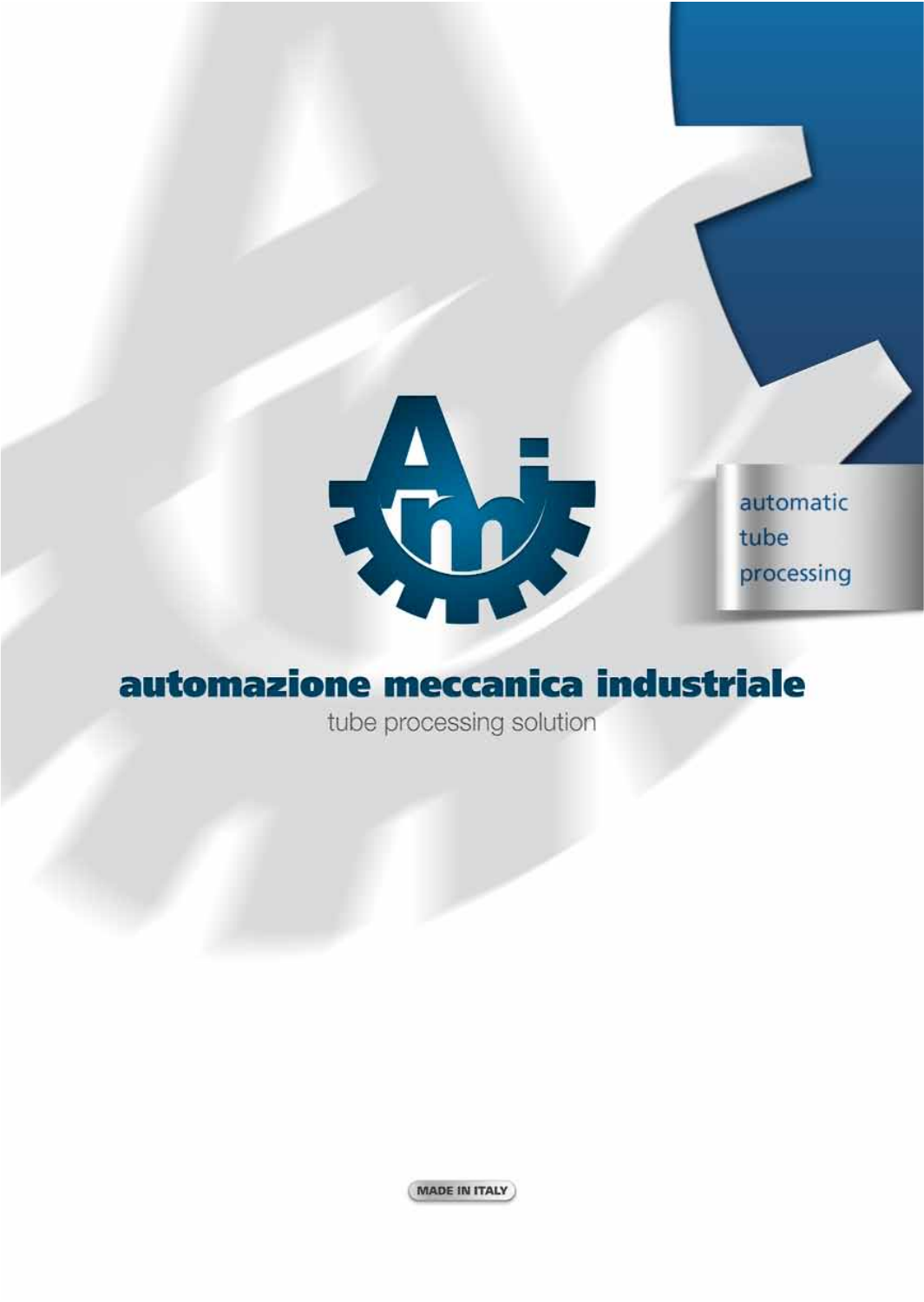automatic
tube
processing

# automazione meccanica industriale

tube processing solution

MADE IN ITALY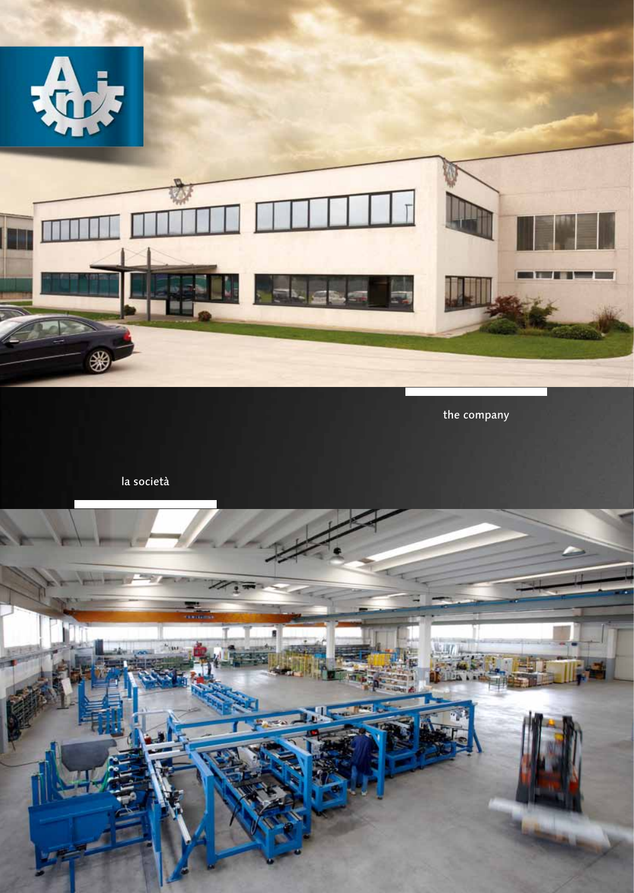the company

la società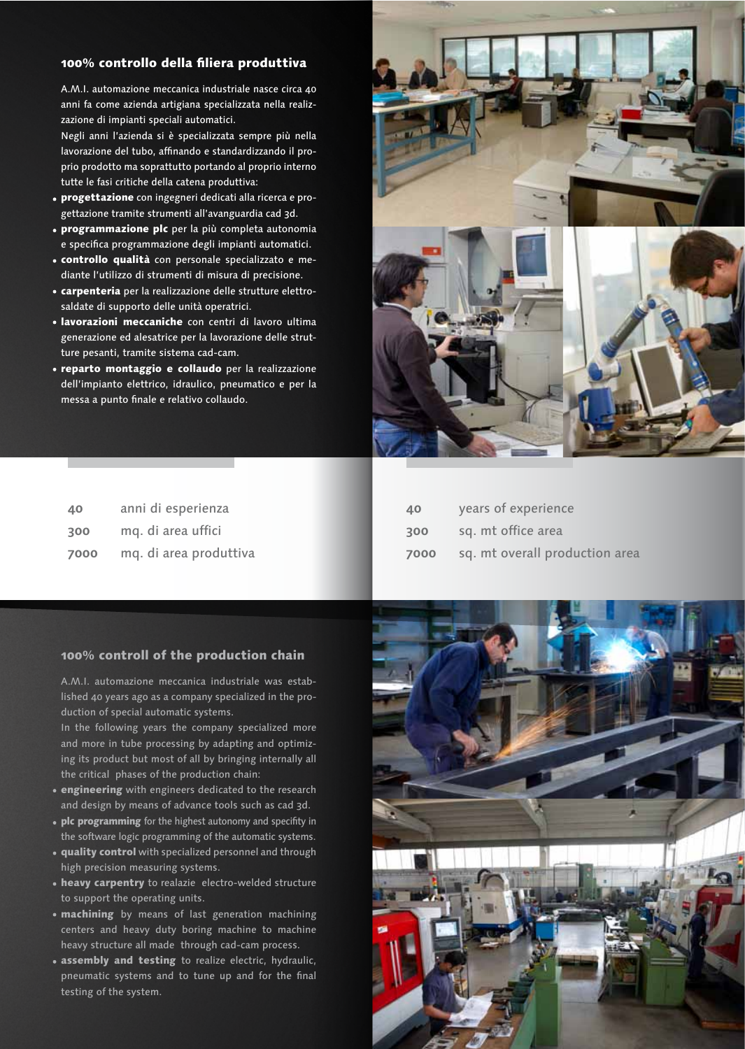## 100% controllo della filiera produttiva

A.M.I. automazione meccanica industriale nasce circa 40 anni fa come azienda artigiana specializzata nella realizzazione di impianti speciali automatici.
Negli anni l'azienda si è specializzata sempre più nella lavorazione del tubo, affinando e standardizzando il proprio prodotto ma soprattutto portando al proprio interno tutte le fasi critiche della catena produttiva:

- **progettazione** con ingegneri dedicati alla ricerca e progettazione tramite strumenti all'avanguardia cad 3d.
- **programmazione plc** per la più completa autonomia e specifica programmazione degli impianti automatici.
- **controllo qualità** con personale specializzato e mediante l'utilizzo di strumenti di misura di precisione.
- **carpenteria** per la realizzazione delle strutture elettrosaldate di supporto delle unità operatrici.
- **lavorazioni meccaniche** con centri di lavoro ultima generazione ed alesatrice per la lavorazione delle strutture pesanti, tramite sistema cad-cam.
- **reparto montaggio e collaudo** per la realizzazione dell'impianto elettrico, idraulico, pneumatico e per la messa a punto finale e relativo collaudo.

| | |
|---|---|
| 40 | anni di esperienza |
| 300 | mq. di area uffici |
| 7000 | mq. di area produttiva |

| | |
|---|---|
| 40 | years of experience |
| 300 | sq. mt office area |
| 7000 | sq. mt overall production area |

## 100% controll of the production chain

A.M.I. automazione meccanica industriale was established 40 years ago as a company specialized in the production of special automatic systems.
In the following years the company specialized more and more in tube processing by adapting and optimizing its product but most of all by bringing internally all the critical phases of the production chain:

- **engineering** with engineers dedicated to the research and design by means of advance tools such as cad 3d.
- **plc programming** for the highest autonomy and specifity in the software logic programming of the automatic systems.
- **quality control** with specialized personnel and through high precision measuring systems.
- **heavy carpentry** to realazie electro-welded structure to support the operating units.
- **machining** by means of last generation machining centers and heavy duty boring machine to machine heavy structure all made through cad-cam process.
- **assembly and testing** to realize electric, hydraulic, pneumatic systems and to tune up and for the final testing of the system.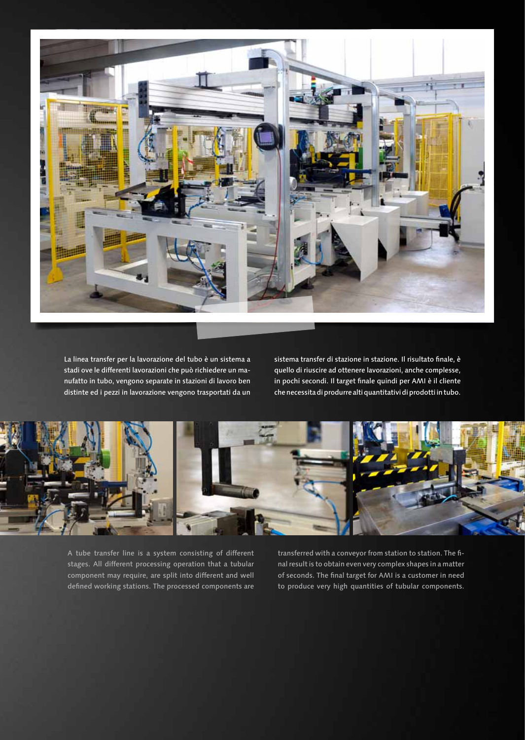La linea transfer per la lavorazione del tubo è un sistema a stadi ove le differenti lavorazioni che può richiedere un manufatto in tubo, vengono separate in stazioni di lavoro ben distinte ed i pezzi in lavorazione vengono trasportati da un sistema transfer di stazione in stazione. Il risultato finale, è quello di riuscire ad ottenere lavorazioni, anche complesse, in pochi secondi. Il target finale quindi per AMI è il cliente che necessita di produrre alti quantitativi di prodotti in tubo.

A tube transfer line is a system consisting of different stages. All different processing operation that a tubular component may require, are split into different and well defined working stations. The processed components are transferred with a conveyor from station to station. The final result is to obtain even very complex shapes in a matter of seconds. The final target for AMI is a customer in need to produce very high quantities of tubular components.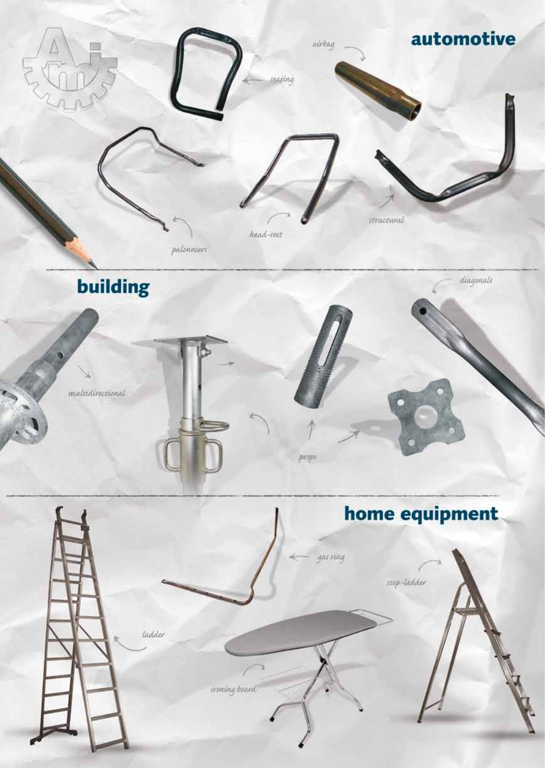## automotive

seating

airbag

palonniers

head-rest

structural

## building

multidirectional

props

diagonals

## home equipment

gas ring

ladder

ironing board

step-ladder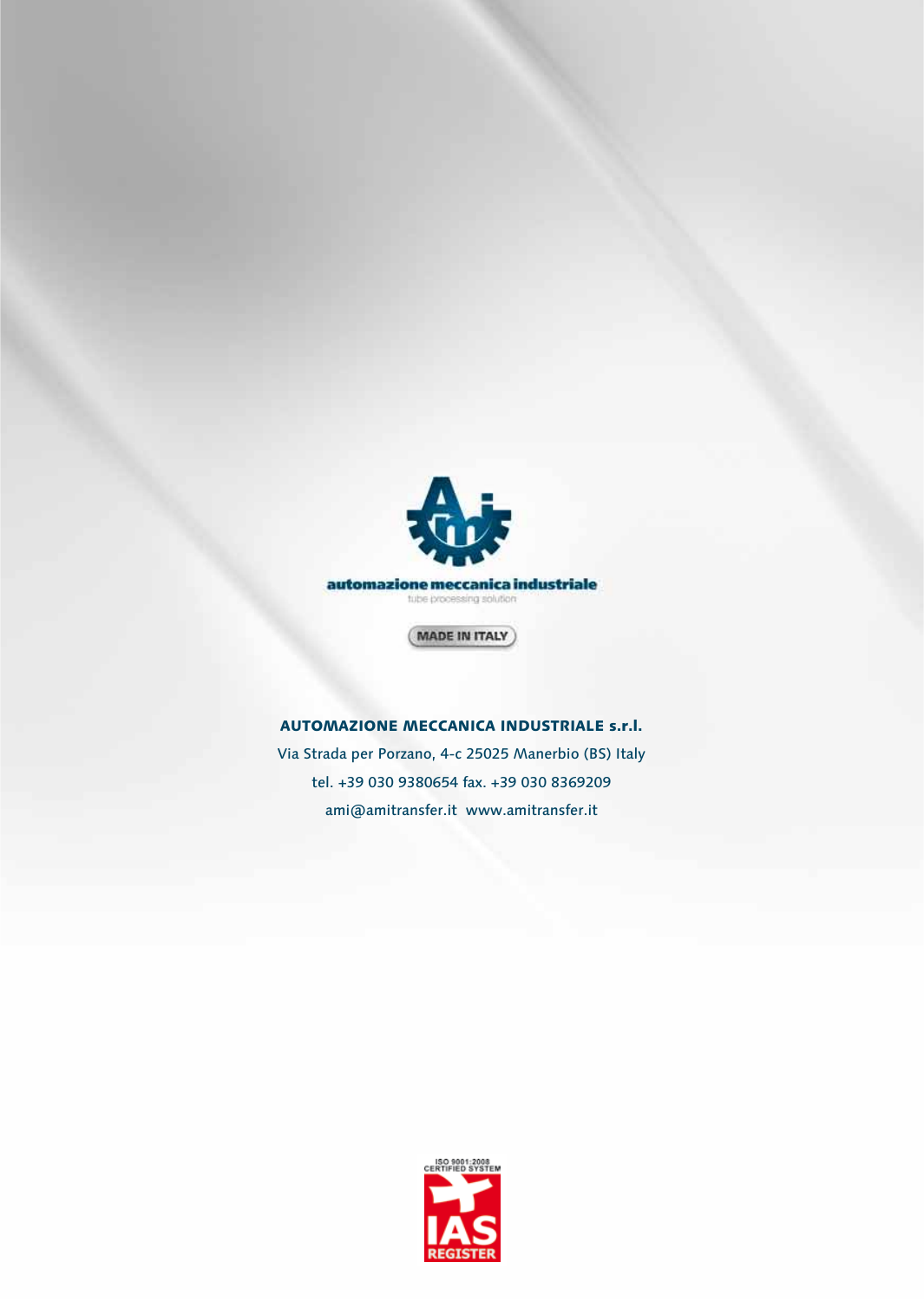automazione meccanica industriale

tube processing solution

MADE IN ITALY

**AUTOMAZIONE MECCANICA INDUSTRIALE s.r.l.**

Via Strada per Porzano, 4-c 25025 Manerbio (BS) Italy

tel. +39 030 9380654 fax. +39 030 8369209

ami@amitransfer.it www.amitransfer.it

ISO 9001:2008 CERTIFIED SYSTEM

IAS REGISTER